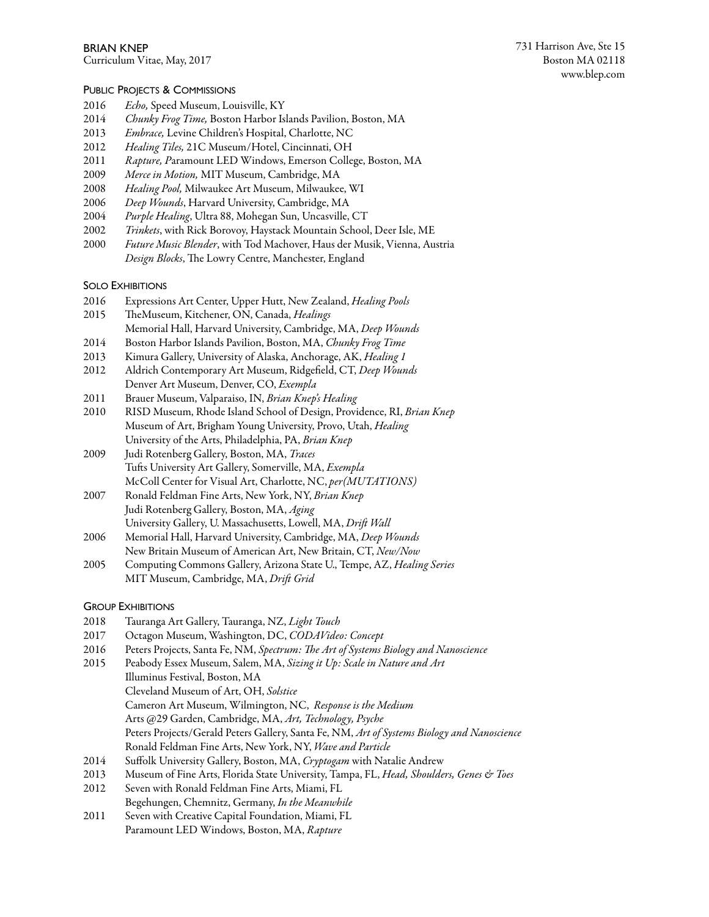# BRIAN KNEP

Curriculum Vitae, May, 2017

731 Harrison Ave, Ste 15
Boston MA 02118
www.blep.com

## Public Projects & Commissions

- 2016 *Echo,* Speed Museum, Louisville, KY
- 2014 *Chunky Frog Time,* Boston Harbor Islands Pavilion, Boston, MA
- 2013 *Embrace,* Levine Children's Hospital, Charlotte, NC
- 2012 *Healing Tiles,* 21C Museum/Hotel, Cincinnati, OH
- 2011 *Rapture, P*aramount LED Windows, Emerson College, Boston, MA
- 2009 *Merce in Motion,* MIT Museum, Cambridge, MA
- 2008 *Healing Pool,* Milwaukee Art Museum, Milwaukee, WI
- 2006 *Deep Wounds*, Harvard University, Cambridge, MA
- 2004 *Purple Healing*, Ultra 88, Mohegan Sun, Uncasville, CT
- 2002 *Trinkets*, with Rick Borovoy, Haystack Mountain School, Deer Isle, ME
- 2000 *Future Music Blender*, with Tod Machover, Haus der Musik, Vienna, Austria
  *Design Blocks*, The Lowry Centre, Manchester, England

## Solo Exhibitions

- 2016 Expressions Art Center, Upper Hutt, New Zealand, *Healing Pools*
- 2015 TheMuseum, Kitchener, ON, Canada, *Healings*
  Memorial Hall, Harvard University, Cambridge, MA, *Deep Wounds*
- 2014 Boston Harbor Islands Pavilion, Boston, MA, *Chunky Frog Time*
- 2013 Kimura Gallery, University of Alaska, Anchorage, AK, *Healing 1*
- 2012 Aldrich Contemporary Art Museum, Ridgefield, CT, *Deep Wounds*
  Denver Art Museum, Denver, CO, *Exempla*
- 2011 Brauer Museum, Valparaiso, IN, *Brian Knep's Healing*
- 2010 RISD Museum, Rhode Island School of Design, Providence, RI, *Brian Knep*
  Museum of Art, Brigham Young University, Provo, Utah, *Healing*
  University of the Arts, Philadelphia, PA, *Brian Knep*
- 2009 Judi Rotenberg Gallery, Boston, MA, *Traces*
  Tufts University Art Gallery, Somerville, MA, *Exempla*
  McColl Center for Visual Art, Charlotte, NC, *per(MUTATIONS)*
- 2007 Ronald Feldman Fine Arts, New York, NY, *Brian Knep*
  Judi Rotenberg Gallery, Boston, MA, *Aging*
  University Gallery, U. Massachusetts, Lowell, MA, *Drift Wall*
- 2006 Memorial Hall, Harvard University, Cambridge, MA, *Deep Wounds*
  New Britain Museum of American Art, New Britain, CT, *New/Now*
- 2005 Computing Commons Gallery, Arizona State U., Tempe, AZ, *Healing Series*
  MIT Museum, Cambridge, MA, *Drift Grid*

## Group Exhibitions

- 2018 Tauranga Art Gallery, Tauranga, NZ, *Light Touch*
- 2017 Octagon Museum, Washington, DC, *CODAVideo: Concept*
- 2016 Peters Projects, Santa Fe, NM, *Spectrum: The Art of Systems Biology and Nanoscience*
- 2015 Peabody Essex Museum, Salem, MA, *Sizing it Up: Scale in Nature and Art*
  Illuminus Festival, Boston, MA
  Cleveland Museum of Art, OH, *Solstice*
  Cameron Art Museum, Wilmington, NC, *Response is the Medium*
  Arts @29 Garden, Cambridge, MA, *Art, Technology, Psyche*
  Peters Projects/Gerald Peters Gallery, Santa Fe, NM, *Art of Systems Biology and Nanoscience*
  Ronald Feldman Fine Arts, New York, NY, *Wave and Particle*
- 2014 Suffolk University Gallery, Boston, MA, *Cryptogam* with Natalie Andrew
- 2013 Museum of Fine Arts, Florida State University, Tampa, FL, *Head, Shoulders, Genes & Toes*
- 2012 Seven with Ronald Feldman Fine Arts, Miami, FL
  Begehungen, Chemnitz, Germany, *In the Meanwhile*
- 2011 Seven with Creative Capital Foundation, Miami, FL
  Paramount LED Windows, Boston, MA, *Rapture*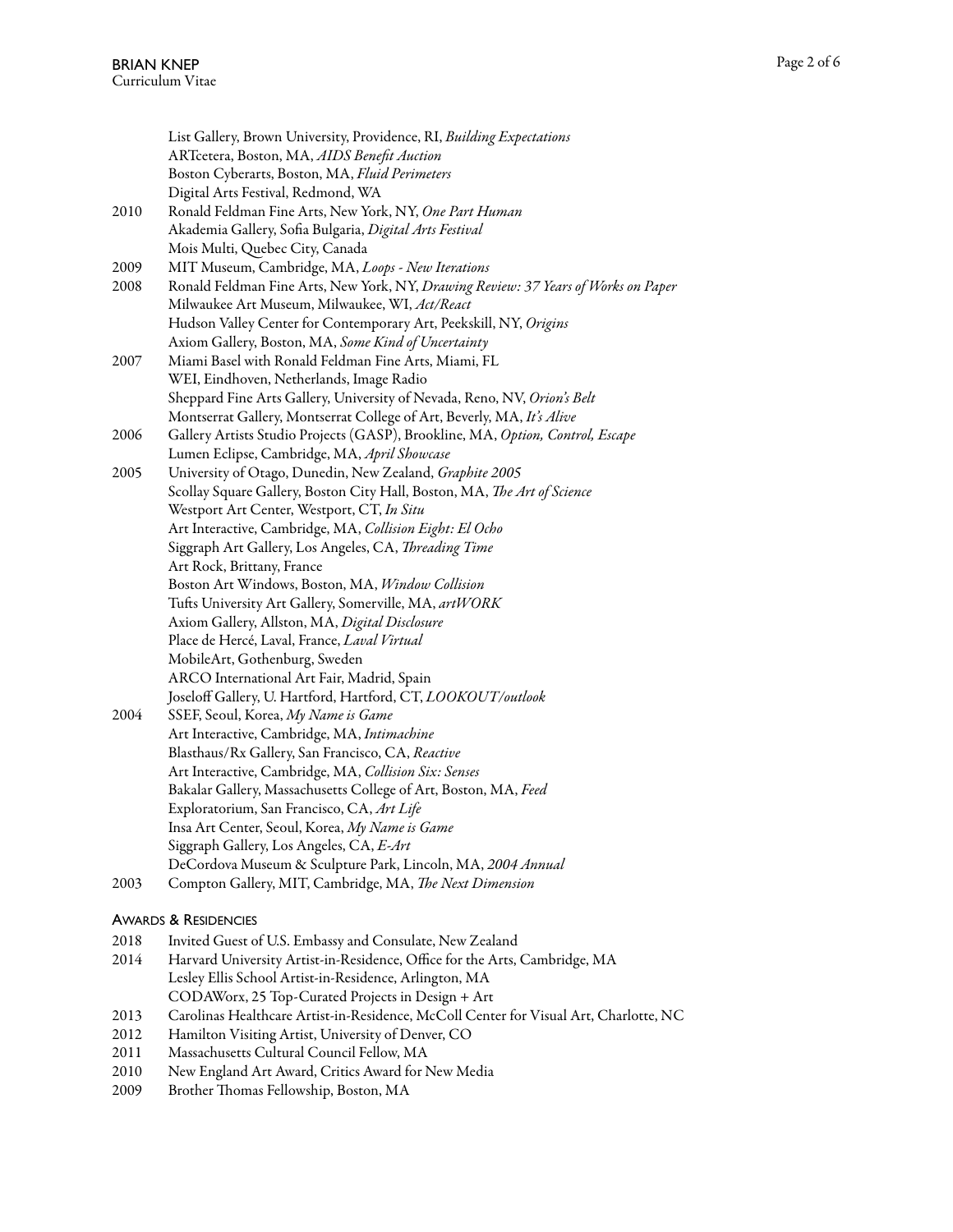List Gallery, Brown University, Providence, RI, *Building Expectations*
ARTcetera, Boston, MA, *AIDS Benefit Auction*
Boston Cyberarts, Boston, MA, *Fluid Perimeters*
Digital Arts Festival, Redmond, WA

2010 Ronald Feldman Fine Arts, New York, NY, *One Part Human*
Akademia Gallery, Sofia Bulgaria, *Digital Arts Festival*
Mois Multi, Quebec City, Canada

2009 MIT Museum, Cambridge, MA, *Loops - New Iterations*

2008 Ronald Feldman Fine Arts, New York, NY, *Drawing Review: 37 Years of Works on Paper*
Milwaukee Art Museum, Milwaukee, WI, *Act/React*
Hudson Valley Center for Contemporary Art, Peekskill, NY, *Origins*
Axiom Gallery, Boston, MA, *Some Kind of Uncertainty*

2007 Miami Basel with Ronald Feldman Fine Arts, Miami, FL
WEI, Eindhoven, Netherlands, Image Radio
Sheppard Fine Arts Gallery, University of Nevada, Reno, NV, *Orion's Belt*
Montserrat Gallery, Montserrat College of Art, Beverly, MA, *It's Alive*

2006 Gallery Artists Studio Projects (GASP), Brookline, MA, *Option, Control, Escape*
Lumen Eclipse, Cambridge, MA, *April Showcase*

2005 University of Otago, Dunedin, New Zealand, *Graphite 2005*
Scollay Square Gallery, Boston City Hall, Boston, MA, *The Art of Science*
Westport Art Center, Westport, CT, *In Situ*
Art Interactive, Cambridge, MA, *Collision Eight: El Ocho*
Siggraph Art Gallery, Los Angeles, CA, *Threading Time*
Art Rock, Brittany, France
Boston Art Windows, Boston, MA, *Window Collision*
Tufts University Art Gallery, Somerville, MA, *artWORK*
Axiom Gallery, Allston, MA, *Digital Disclosure*
Place de Hercé, Laval, France, *Laval Virtual*
MobileArt, Gothenburg, Sweden
ARCO International Art Fair, Madrid, Spain
Joseloff Gallery, U. Hartford, Hartford, CT, *LOOKOUT/outlook*

2004 SSEF, Seoul, Korea, *My Name is Game*
Art Interactive, Cambridge, MA, *Intimachine*
Blasthaus/Rx Gallery, San Francisco, CA, *Reactive*
Art Interactive, Cambridge, MA, *Collision Six: Senses*
Bakalar Gallery, Massachusetts College of Art, Boston, MA, *Feed*
Exploratorium, San Francisco, CA, *Art Life*
Insa Art Center, Seoul, Korea, *My Name is Game*
Siggraph Gallery, Los Angeles, CA, *E-Art*
DeCordova Museum & Sculpture Park, Lincoln, MA, *2004 Annual*

2003 Compton Gallery, MIT, Cambridge, MA, *The Next Dimension*

## Awards & Residencies

2018 Invited Guest of U.S. Embassy and Consulate, New Zealand

2014 Harvard University Artist-in-Residence, Office for the Arts, Cambridge, MA
Lesley Ellis School Artist-in-Residence, Arlington, MA
CODAWorx, 25 Top-Curated Projects in Design + Art

2013 Carolinas Healthcare Artist-in-Residence, McColl Center for Visual Art, Charlotte, NC

2012 Hamilton Visiting Artist, University of Denver, CO

2011 Massachusetts Cultural Council Fellow, MA

2010 New England Art Award, Critics Award for New Media

2009 Brother Thomas Fellowship, Boston, MA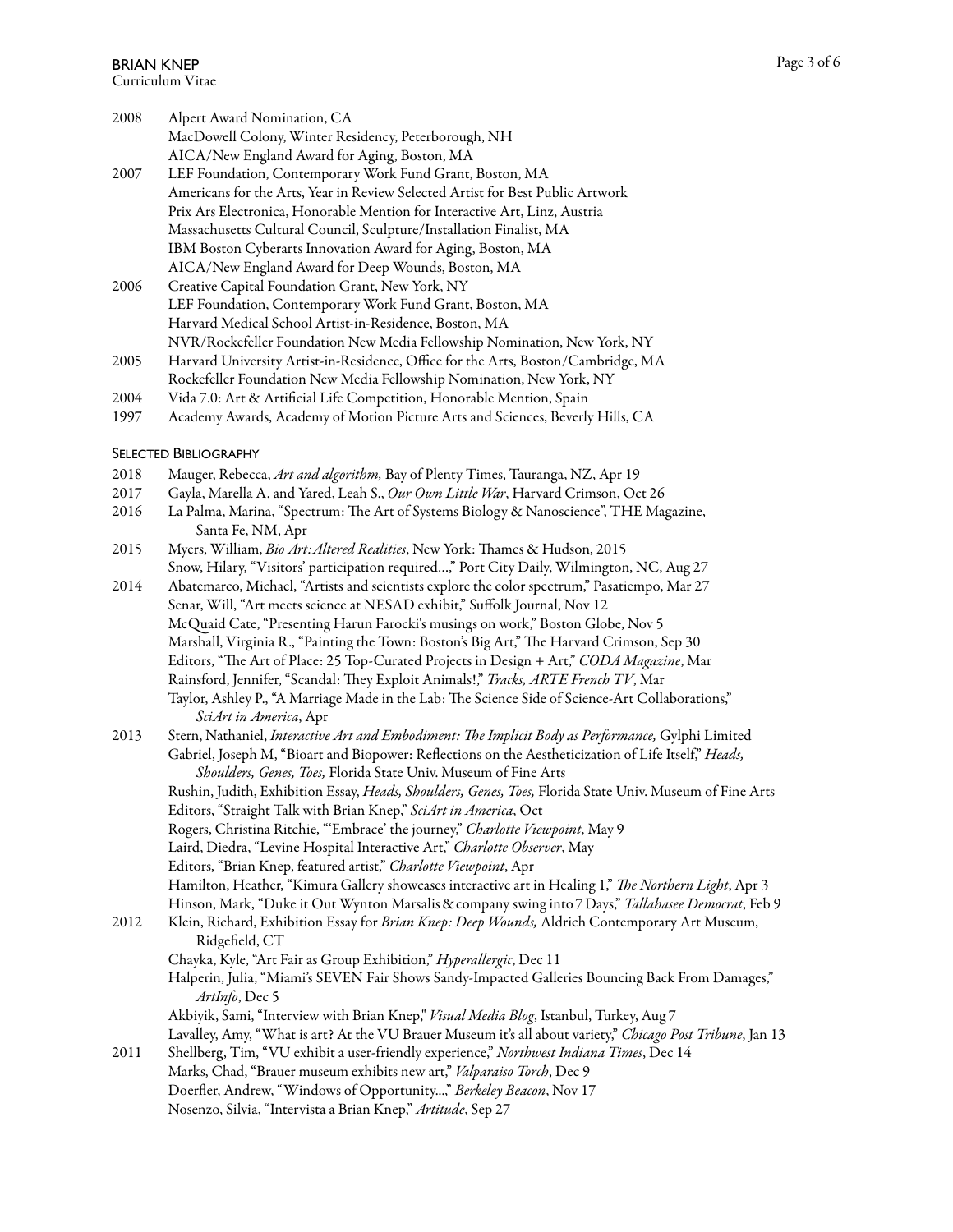2008 Alpert Award Nomination, CA
MacDowell Colony, Winter Residency, Peterborough, NH
AICA/New England Award for Aging, Boston, MA

2007 LEF Foundation, Contemporary Work Fund Grant, Boston, MA
Americans for the Arts, Year in Review Selected Artist for Best Public Artwork
Prix Ars Electronica, Honorable Mention for Interactive Art, Linz, Austria
Massachusetts Cultural Council, Sculpture/Installation Finalist, MA
IBM Boston Cyberarts Innovation Award for Aging, Boston, MA
AICA/New England Award for Deep Wounds, Boston, MA

2006 Creative Capital Foundation Grant, New York, NY
LEF Foundation, Contemporary Work Fund Grant, Boston, MA
Harvard Medical School Artist-in-Residence, Boston, MA
NVR/Rockefeller Foundation New Media Fellowship Nomination, New York, NY

2005 Harvard University Artist-in-Residence, Office for the Arts, Boston/Cambridge, MA
Rockefeller Foundation New Media Fellowship Nomination, New York, NY

2004 Vida 7.0: Art & Artificial Life Competition, Honorable Mention, Spain

1997 Academy Awards, Academy of Motion Picture Arts and Sciences, Beverly Hills, CA

## Selected Bibliography

2018 Mauger, Rebecca, *Art and algorithm,* Bay of Plenty Times, Tauranga, NZ, Apr 19

2017 Gayla, Marella A. and Yared, Leah S., *Our Own Little War*, Harvard Crimson, Oct 26

2016 La Palma, Marina, "Spectrum: The Art of Systems Biology & Nanoscience", THE Magazine, Santa Fe, NM, Apr

2015 Myers, William, *Bio Art: Altered Realities*, New York: Thames & Hudson, 2015
Snow, Hilary, "Visitors' participation required…," Port City Daily, Wilmington, NC, Aug 27

2014 Abatemarco, Michael, "Artists and scientists explore the color spectrum," Pasatiempo, Mar 27
Senar, Will, "Art meets science at NESAD exhibit," Suffolk Journal, Nov 12
McQuaid Cate, "Presenting Harun Farocki's musings on work," Boston Globe, Nov 5
Marshall, Virginia R., "Painting the Town: Boston's Big Art," The Harvard Crimson, Sep 30
Editors, "The Art of Place: 25 Top-Curated Projects in Design + Art," *CODA Magazine*, Mar
Rainsford, Jennifer, "Scandal: They Exploit Animals!," *Tracks, ARTE French TV*, Mar
Taylor, Ashley P., "A Marriage Made in the Lab: The Science Side of Science-Art Collaborations," *SciArt in America*, Apr

2013 Stern, Nathaniel, *Interactive Art and Embodiment: The Implicit Body as Performance,* Gylphi Limited
Gabriel, Joseph M, "Bioart and Biopower: Reflections on the Aestheticization of Life Itself," *Heads, Shoulders, Genes, Toes,* Florida State Univ. Museum of Fine Arts
Rushin, Judith, Exhibition Essay, *Heads, Shoulders, Genes, Toes,* Florida State Univ. Museum of Fine Arts
Editors, "Straight Talk with Brian Knep," *SciArt in America*, Oct
Rogers, Christina Ritchie, "'Embrace' the journey," *Charlotte Viewpoint*, May 9
Laird, Diedra, "Levine Hospital Interactive Art," *Charlotte Observer*, May
Editors, "Brian Knep, featured artist," *Charlotte Viewpoint*, Apr
Hamilton, Heather, "Kimura Gallery showcases interactive art in Healing 1," *The Northern Light*, Apr 3
Hinson, Mark, "Duke it Out Wynton Marsalis & company swing into 7 Days," *Tallahassee Democrat*, Feb 9

2012 Klein, Richard, Exhibition Essay for *Brian Knep: Deep Wounds,* Aldrich Contemporary Art Museum, Ridgefield, CT
Chayka, Kyle, "Art Fair as Group Exhibition," *Hyperallergic*, Dec 11
Halperin, Julia, "Miami's SEVEN Fair Shows Sandy-Impacted Galleries Bouncing Back From Damages," *ArtInfo*, Dec 5
Akbiyik, Sami, "Interview with Brian Knep," *Visual Media Blog*, Istanbul, Turkey, Aug 7
Lavalley, Amy, "What is art? At the VU Brauer Museum it's all about variety," *Chicago Post Tribune*, Jan 13

2011 Shellberg, Tim, "VU exhibit a user-friendly experience," *Northwest Indiana Times*, Dec 14
Marks, Chad, "Brauer museum exhibits new art," *Valparaiso Torch*, Dec 9
Doerfler, Andrew, "Windows of Opportunity…," *Berkeley Beacon*, Nov 17
Nosenzo, Silvia, "Intervista a Brian Knep," *Artitude*, Sep 27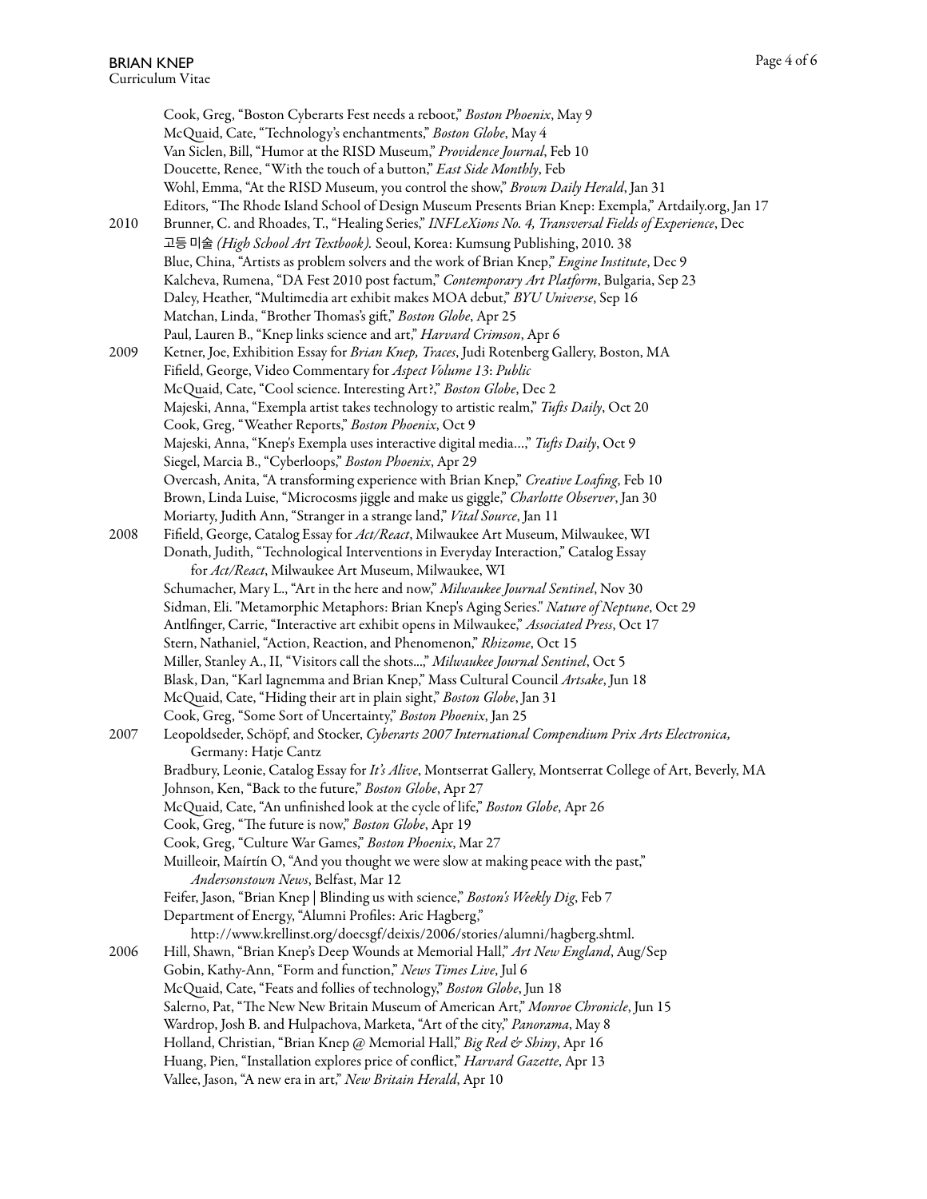Cook, Greg, "Boston Cyberarts Fest needs a reboot," *Boston Phoenix*, May 9
McQuaid, Cate, "Technology's enchantments," *Boston Globe*, May 4
Van Siclen, Bill, "Humor at the RISD Museum," *Providence Journal*, Feb 10
Doucette, Renee, "With the touch of a button," *East Side Monthly*, Feb
Wohl, Emma, "At the RISD Museum, you control the show," *Brown Daily Herald*, Jan 31
Editors, "The Rhode Island School of Design Museum Presents Brian Knep: Exempla," Artdaily.org, Jan 17

**2010**
Brunner, C. and Rhoades, T., "Healing Series," *INFLeXions No. 4, Transversal Fields of Experience*, Dec
고등 미술 *(High School Art Textbook).* Seoul, Korea: Kumsung Publishing, 2010. 38
Blue, China, "Artists as problem solvers and the work of Brian Knep," *Engine Institute*, Dec 9
Kalcheva, Rumena, "DA Fest 2010 post factum," *Contemporary Art Platform*, Bulgaria, Sep 23
Daley, Heather, "Multimedia art exhibit makes MOA debut," *BYU Universe*, Sep 16
Matchan, Linda, "Brother Thomas's gift," *Boston Globe*, Apr 25
Paul, Lauren B., "Knep links science and art," *Harvard Crimson*, Apr 6

**2009**
Ketner, Joe, Exhibition Essay for *Brian Knep, Traces*, Judi Rotenberg Gallery, Boston, MA
Fifield, George, Video Commentary for *Aspect Volume 13*: *Public*
McQuaid, Cate, "Cool science. Interesting Art?," *Boston Globe*, Dec 2
Majeski, Anna, "Exempla artist takes technology to artistic realm," *Tufts Daily*, Oct 20
Cook, Greg, "Weather Reports," *Boston Phoenix*, Oct 9
Majeski, Anna, "Knep's Exempla uses interactive digital media…," *Tufts Daily*, Oct 9
Siegel, Marcia B., "Cyberloops," *Boston Phoenix*, Apr 29
Overcash, Anita, "A transforming experience with Brian Knep," *Creative Loafing*, Feb 10
Brown, Linda Luise, "Microcosms jiggle and make us giggle," *Charlotte Observer*, Jan 30
Moriarty, Judith Ann, "Stranger in a strange land," *Vital Source*, Jan 11

**2008**
Fifield, George, Catalog Essay for *Act/React*, Milwaukee Art Museum, Milwaukee, WI
Donath, Judith, "Technological Interventions in Everyday Interaction," Catalog Essay for *Act/React*, Milwaukee Art Museum, Milwaukee, WI
Schumacher, Mary L., "Art in the here and now," *Milwaukee Journal Sentinel*, Nov 30
Sidman, Eli. "Metamorphic Metaphors: Brian Knep's Aging Series." *Nature of Neptune*, Oct 29
Antlfinger, Carrie, "Interactive art exhibit opens in Milwaukee," *Associated Press*, Oct 17
Stern, Nathaniel, "Action, Reaction, and Phenomenon," *Rhizome*, Oct 15
Miller, Stanley A., II, "Visitors call the shots…," *Milwaukee Journal Sentinel*, Oct 5
Blask, Dan, "Karl Iagnemma and Brian Knep," Mass Cultural Council *Artsake*, Jun 18
McQuaid, Cate, "Hiding their art in plain sight," *Boston Globe*, Jan 31
Cook, Greg, "Some Sort of Uncertainty," *Boston Phoenix*, Jan 25

**2007**
Leopoldseder, Schöpf, and Stocker, *Cyberarts 2007 International Compendium Prix Arts Electronica,* Germany: Hatje Cantz
Bradbury, Leonie, Catalog Essay for *It's Alive*, Montserrat Gallery, Montserrat College of Art, Beverly, MA
Johnson, Ken, "Back to the future," *Boston Globe*, Apr 27
McQuaid, Cate, "An unfinished look at the cycle of life," *Boston Globe*, Apr 26
Cook, Greg, "The future is now," *Boston Globe*, Apr 19
Cook, Greg, "Culture War Games," *Boston Phoenix*, Mar 27
Muilleoir, Máirtín O, "And you thought we were slow at making peace with the past," *Andersonstown News*, Belfast, Mar 12
Feifer, Jason, "Brian Knep | Blinding us with science," *Boston's Weekly Dig*, Feb 7
Department of Energy, "Alumni Profiles: Aric Hagberg," http://www.krellinst.org/doecsgf/deixis/2006/stories/alumni/hagberg.shtml.

**2006**
Hill, Shawn, "Brian Knep's Deep Wounds at Memorial Hall," *Art New England*, Aug/Sep
Gobin, Kathy-Ann, "Form and function," *News Times Live*, Jul 6
McQuaid, Cate, "Feats and follies of technology," *Boston Globe*, Jun 18
Salerno, Pat, "The New New Britain Museum of American Art," *Monroe Chronicle*, Jun 15
Wardrop, Josh B. and Hulpachova, Marketa, "Art of the city," *Panorama*, May 8
Holland, Christian, "Brian Knep @ Memorial Hall," *Big Red & Shiny*, Apr 16
Huang, Pien, "Installation explores price of conflict," *Harvard Gazette*, Apr 13
Vallee, Jason, "A new era in art," *New Britain Herald*, Apr 10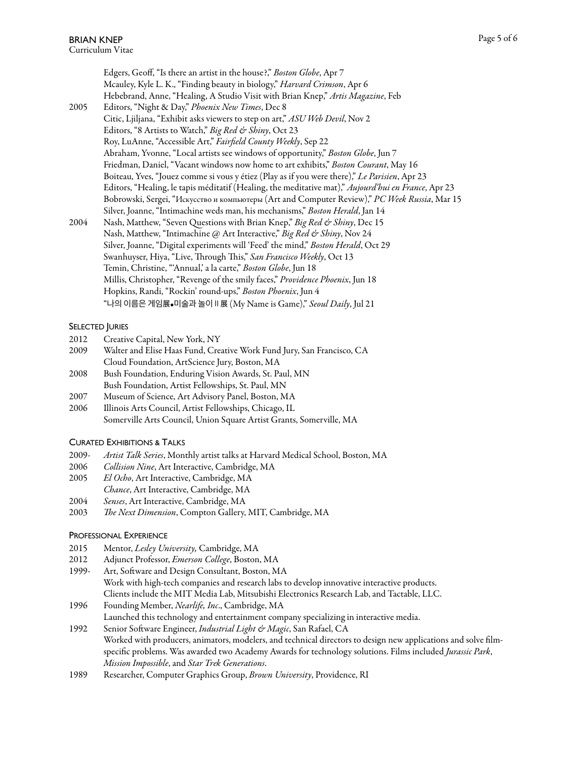Edgers, Geoff, "Is there an artist in the house?," *Boston Globe*, Apr 7
Mcauley, Kyle L. K., "Finding beauty in biology," *Harvard Crimson*, Apr 6
Hebebrand, Anne, "Healing, A Studio Visit with Brian Knep," *Artis Magazine*, Feb

2005 Editors, "Night & Day," *Phoenix New Times*, Dec 8
Citic, Ljiljana, "Exhibit asks viewers to step on art," *ASU Web Devil*, Nov 2
Editors, "8 Artists to Watch," *Big Red & Shiny*, Oct 23
Roy, LuAnne, "Accessible Art," *Fairfield County Weekly*, Sep 22
Abraham, Yvonne, "Local artists see windows of opportunity," *Boston Globe*, Jun 7
Friedman, Daniel, "Vacant windows now home to art exhibits," *Boston Courant*, May 16
Boiteau, Yves, "Jouez comme si vous y étiez (Play as if you were there)," *Le Parisien*, Apr 23
Editors, "Healing, le tapis méditatif (Healing, the meditative mat)," *Aujourd'hui en France*, Apr 23
Bobrowski, Sergei, "Искусство и компьютеры (Art and Computer Review)," *PC Week Russia*, Mar 15
Silver, Joanne, "Intimachine weds man, his mechanisms," *Boston Herald*, Jan 14

2004 Nash, Matthew, "Seven Questions with Brian Knep," *Big Red & Shiny*, Dec 15
Nash, Matthew, "Intimachine @ Art Interactive," *Big Red & Shiny*, Nov 24
Silver, Joanne, "Digital experiments will 'Feed' the mind," *Boston Herald*, Oct 29
Swanhuyser, Hiya, "Live, Through This," *San Francisco Weekly*, Oct 13
Temin, Christine, "'Annual,' a la carte," *Boston Globe*, Jun 18
Millis, Christopher, "Revenge of the smily faces," *Providence Phoenix*, Jun 18
Hopkins, Randi, "Rockin' round-ups," *Boston Phoenix*, Jun 4
"나의 이름은 게임展•미술과 놀이 II 展 (My Name is Game)," *Seoul Daily*, Jul 21

## Selected Juries

2012 Creative Capital, New York, NY
2009 Walter and Elise Haas Fund, Creative Work Fund Jury, San Francisco, CA
Cloud Foundation, ArtScience Jury, Boston, MA
2008 Bush Foundation, Enduring Vision Awards, St. Paul, MN
Bush Foundation, Artist Fellowships, St. Paul, MN
2007 Museum of Science, Art Advisory Panel, Boston, MA
2006 Illinois Arts Council, Artist Fellowships, Chicago, IL
Somerville Arts Council, Union Square Artist Grants, Somerville, MA

## Curated Exhibitions & Talks

2009- *Artist Talk Series*, Monthly artist talks at Harvard Medical School, Boston, MA
2006 *Collision Nine*, Art Interactive, Cambridge, MA
2005 *El Ocho*, Art Interactive, Cambridge, MA
*Chance*, Art Interactive, Cambridge, MA
2004 *Senses*, Art Interactive, Cambridge, MA
2003 *The Next Dimension*, Compton Gallery, MIT, Cambridge, MA

## Professional Experience

2015 Mentor, *Lesley University,* Cambridge, MA
2012 Adjunct Professor, *Emerson College*, Boston, MA
1999- Art, Software and Design Consultant, Boston, MA
Work with high-tech companies and research labs to develop innovative interactive products.
Clients include the MIT Media Lab, Mitsubishi Electronics Research Lab, and Tactable, LLC.
1996 Founding Member, *Nearlife, Inc*., Cambridge, MA
Launched this technology and entertainment company specializing in interactive media.
1992 Senior Software Engineer, *Industrial Light & Magic*, San Rafael, CA
Worked with producers, animators, modelers, and technical directors to design new applications and solve film-specific problems. Was awarded two Academy Awards for technology solutions. Films included *Jurassic Park*, *Mission Impossible*, and *Star Trek Generations*.
1989 Researcher, Computer Graphics Group, *Brown University*, Providence, RI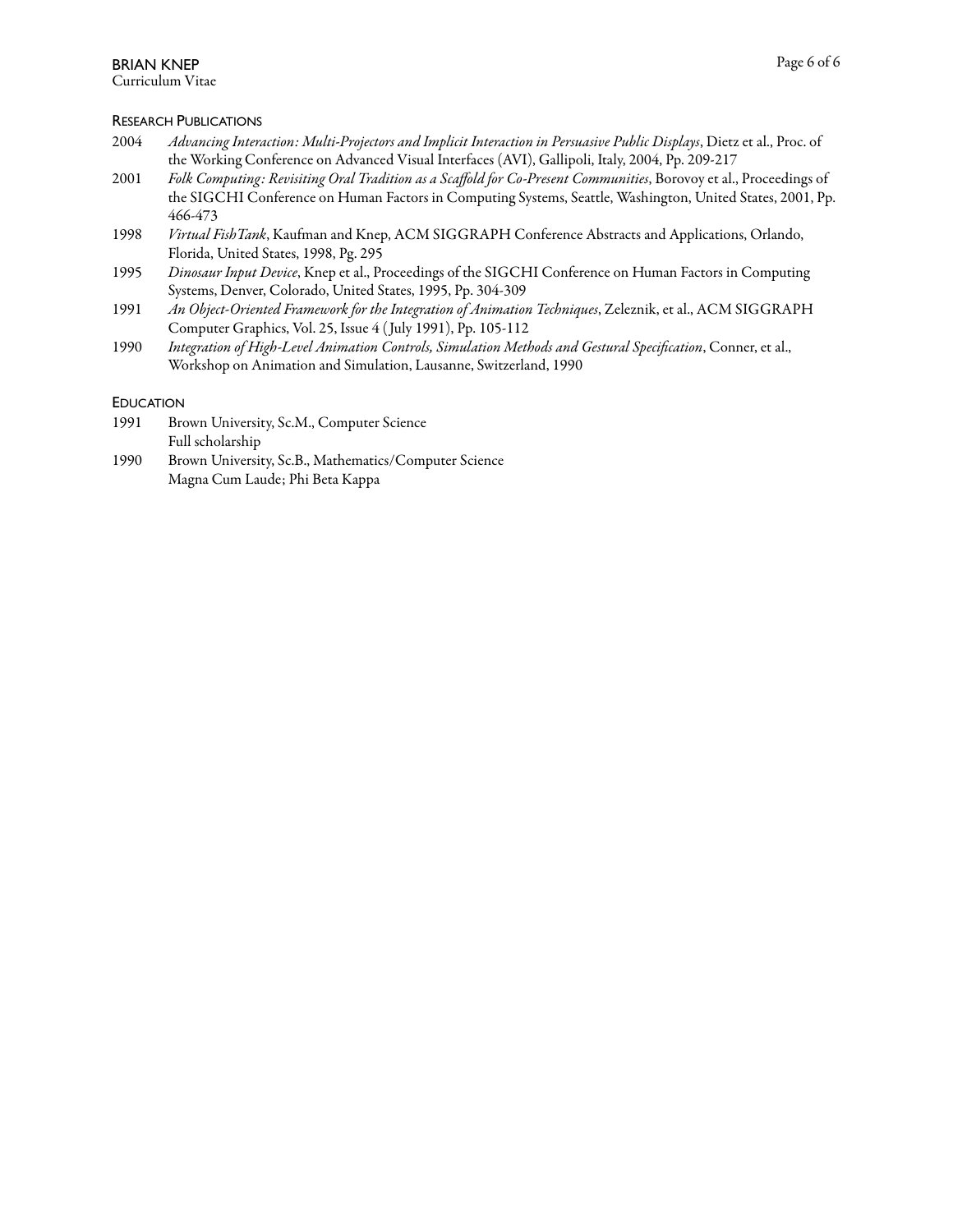## Research Publications

2004 *Advancing Interaction: Multi-Projectors and Implicit Interaction in Persuasive Public Displays*, Dietz et al., Proc. of the Working Conference on Advanced Visual Interfaces (AVI), Gallipoli, Italy, 2004, Pp. 209-217

2001 *Folk Computing: Revisiting Oral Tradition as a Scaffold for Co-Present Communities*, Borovoy et al., Proceedings of the SIGCHI Conference on Human Factors in Computing Systems, Seattle, Washington, United States, 2001, Pp. 466-473

1998 *Virtual FishTank*, Kaufman and Knep, ACM SIGGRAPH Conference Abstracts and Applications, Orlando, Florida, United States, 1998, Pg. 295

1995 *Dinosaur Input Device*, Knep et al., Proceedings of the SIGCHI Conference on Human Factors in Computing Systems, Denver, Colorado, United States, 1995, Pp. 304-309

1991 *An Object-Oriented Framework for the Integration of Animation Techniques*, Zeleznik, et al., ACM SIGGRAPH Computer Graphics, Vol. 25, Issue 4 (July 1991), Pp. 105-112

1990 *Integration of High-Level Animation Controls, Simulation Methods and Gestural Specification*, Conner, et al., Workshop on Animation and Simulation, Lausanne, Switzerland, 1990

## Education

1991 Brown University, Sc.M., Computer Science
Full scholarship

1990 Brown University, Sc.B., Mathematics/Computer Science
Magna Cum Laude; Phi Beta Kappa